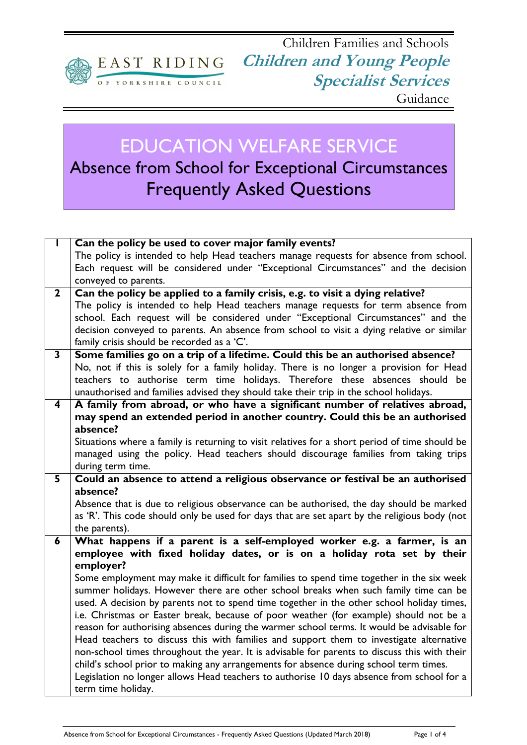EAST RIDING OF YORKSHIRE COUNCIL

Children Families and Schools
**Children and Young People Specialist Services**
Guidance

# EDUCATION WELFARE SERVICE
## Absence from School for Exceptional Circumstances
## Frequently Asked Questions

| | |
|---|---|
| 1 | **Can the policy be used to cover major family events?**<br>The policy is intended to help Head teachers manage requests for absence from school. Each request will be considered under "Exceptional Circumstances" and the decision conveyed to parents. |
| 2 | **Can the policy be applied to a family crisis, e.g. to visit a dying relative?**<br>The policy is intended to help Head teachers manage requests for term absence from school. Each request will be considered under "Exceptional Circumstances" and the decision conveyed to parents. An absence from school to visit a dying relative or similar family crisis should be recorded as a 'C'. |
| 3 | **Some families go on a trip of a lifetime. Could this be an authorised absence?**<br>No, not if this is solely for a family holiday. There is no longer a provision for Head teachers to authorise term time holidays. Therefore these absences should be unauthorised and families advised they should take their trip in the school holidays. |
| 4 | **A family from abroad, or who have a significant number of relatives abroad, may spend an extended period in another country. Could this be an authorised absence?**<br>Situations where a family is returning to visit relatives for a short period of time should be managed using the policy. Head teachers should discourage families from taking trips during term time. |
| 5 | **Could an absence to attend a religious observance or festival be an authorised absence?**<br>Absence that is due to religious observance can be authorised, the day should be marked as 'R'. This code should only be used for days that are set apart by the religious body (not the parents). |
| 6 | **What happens if a parent is a self-employed worker e.g. a farmer, is an employee with fixed holiday dates, or is on a holiday rota set by their employer?**<br>Some employment may make it difficult for families to spend time together in the six week summer holidays. However there are other school breaks when such family time can be used. A decision by parents not to spend time together in the other school holiday times, i.e. Christmas or Easter break, because of poor weather (for example) should not be a reason for authorising absences during the warmer school terms. It would be advisable for Head teachers to discuss this with families and support them to investigate alternative non-school times throughout the year. It is advisable for parents to discuss this with their child's school prior to making any arrangements for absence during school term times.<br>Legislation no longer allows Head teachers to authorise 10 days absence from school for a term time holiday. |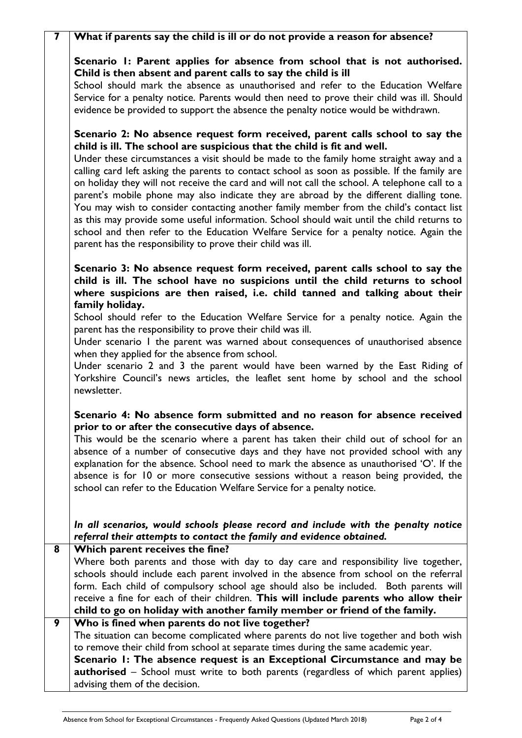| | |
|---|---|
| **7** | **What if parents say the child is ill or do not provide a reason for absence?**<br><br>**Scenario 1: Parent applies for absence from school that is not authorised. Child is then absent and parent calls to say the child is ill**<br>School should mark the absence as unauthorised and refer to the Education Welfare Service for a penalty notice. Parents would then need to prove their child was ill. Should evidence be provided to support the absence the penalty notice would be withdrawn.<br><br>**Scenario 2: No absence request form received, parent calls school to say the child is ill. The school are suspicious that the child is fit and well.**<br>Under these circumstances a visit should be made to the family home straight away and a calling card left asking the parents to contact school as soon as possible. If the family are on holiday they will not receive the card and will not call the school. A telephone call to a parent's mobile phone may also indicate they are abroad by the different dialling tone. You may wish to consider contacting another family member from the child's contact list as this may provide some useful information. School should wait until the child returns to school and then refer to the Education Welfare Service for a penalty notice. Again the parent has the responsibility to prove their child was ill.<br><br>**Scenario 3: No absence request form received, parent calls school to say the child is ill. The school have no suspicions until the child returns to school where suspicions are then raised, i.e. child tanned and talking about their family holiday.**<br>School should refer to the Education Welfare Service for a penalty notice. Again the parent has the responsibility to prove their child was ill.<br>Under scenario 1 the parent was warned about consequences of unauthorised absence when they applied for the absence from school.<br>Under scenario 2 and 3 the parent would have been warned by the East Riding of Yorkshire Council's news articles, the leaflet sent home by school and the school newsletter.<br><br>**Scenario 4: No absence form submitted and no reason for absence received prior to or after the consecutive days of absence.**<br>This would be the scenario where a parent has taken their child out of school for an absence of a number of consecutive days and they have not provided school with any explanation for the absence. School need to mark the absence as unauthorised 'O'. If the absence is for 10 or more consecutive sessions without a reason being provided, the school can refer to the Education Welfare Service for a penalty notice.<br><br>***In all scenarios, would schools please record and include with the penalty notice referral their attempts to contact the family and evidence obtained.*** |
| **8** | **Which parent receives the fine?**<br>Where both parents and those with day to day care and responsibility live together, schools should include each parent involved in the absence from school on the referral form. Each child of compulsory school age should also be included. Both parents will receive a fine for each of their children. **This will include parents who allow their child to go on holiday with another family member or friend of the family.** |
| **9** | **Who is fined when parents do not live together?**<br>The situation can become complicated where parents do not live together and both wish to remove their child from school at separate times during the same academic year.<br>**Scenario 1: The absence request is an Exceptional Circumstance and may be authorised** – School must write to both parents (regardless of which parent applies) advising them of the decision. |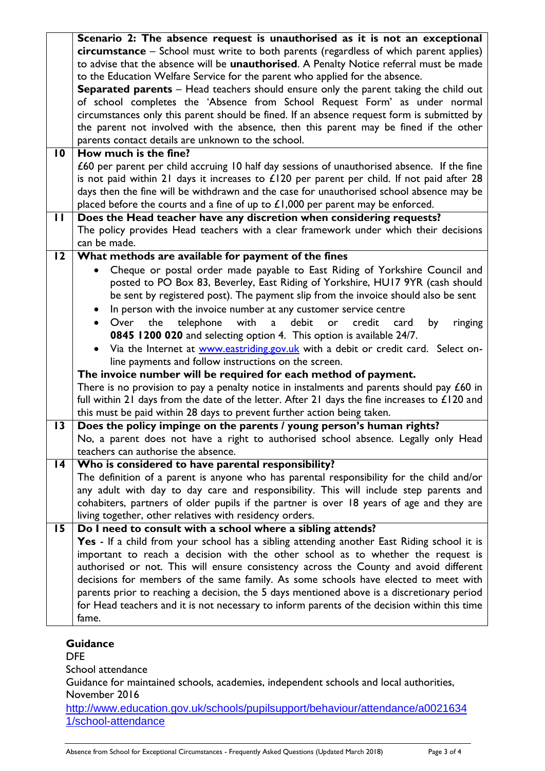| | |
|---|---|
| | **Scenario 2: The absence request is unauthorised as it is not an exceptional circumstance** – School must write to both parents (regardless of which parent applies) to advise that the absence will be **unauthorised**. A Penalty Notice referral must be made to the Education Welfare Service for the parent who applied for the absence.<br>**Separated parents** – Head teachers should ensure only the parent taking the child out of school completes the 'Absence from School Request Form' as under normal circumstances only this parent should be fined. If an absence request form is submitted by the parent not involved with the absence, then this parent may be fined if the other parents contact details are unknown to the school. |
| **10** | **How much is the fine?**<br>£60 per parent per child accruing 10 half day sessions of unauthorised absence. If the fine is not paid within 21 days it increases to £120 per parent per child. If not paid after 28 days then the fine will be withdrawn and the case for unauthorised school absence may be placed before the courts and a fine of up to £1,000 per parent may be enforced. |
| **11** | **Does the Head teacher have any discretion when considering requests?**<br>The policy provides Head teachers with a clear framework under which their decisions can be made. |
| **12** | **What methods are available for payment of the fines**<br>• Cheque or postal order made payable to East Riding of Yorkshire Council and posted to PO Box 83, Beverley, East Riding of Yorkshire, HU17 9YR (cash should be sent by registered post). The payment slip from the invoice should also be sent<br>• In person with the invoice number at any customer service centre<br>• Over the telephone with a debit or credit card by ringing **0845 1200 020** and selecting option 4. This option is available 24/7.<br>• Via the Internet at [www.eastriding.gov.uk](www.eastriding.gov.uk) with a debit or credit card. Select on-line payments and follow instructions on the screen.<br>**The invoice number will be required for each method of payment.**<br>There is no provision to pay a penalty notice in instalments and parents should pay £60 in full within 21 days from the date of the letter. After 21 days the fine increases to £120 and this must be paid within 28 days to prevent further action being taken. |
| **13** | **Does the policy impinge on the parents / young person's human rights?**<br>No, a parent does not have a right to authorised school absence. Legally only Head teachers can authorise the absence. |
| **14** | **Who is considered to have parental responsibility?**<br>The definition of a parent is anyone who has parental responsibility for the child and/or any adult with day to day care and responsibility. This will include step parents and cohabiters, partners of older pupils if the partner is over 18 years of age and they are living together, other relatives with residency orders. |
| **15** | **Do I need to consult with a school where a sibling attends?**<br>**Yes** - If a child from your school has a sibling attending another East Riding school it is important to reach a decision with the other school as to whether the request is authorised or not. This will ensure consistency across the County and avoid different decisions for members of the same family. As some schools have elected to meet with parents prior to reaching a decision, the 5 days mentioned above is a discretionary period for Head teachers and it is not necessary to inform parents of the decision within this time fame. |

**Guidance**

DFE

School attendance

Guidance for maintained schools, academies, independent schools and local authorities, November 2016

[http://www.education.gov.uk/schools/pupilsupport/behaviour/attendance/a00216341/school-attendance](http://www.education.gov.uk/schools/pupilsupport/behaviour/attendance/a00216341/school-attendance)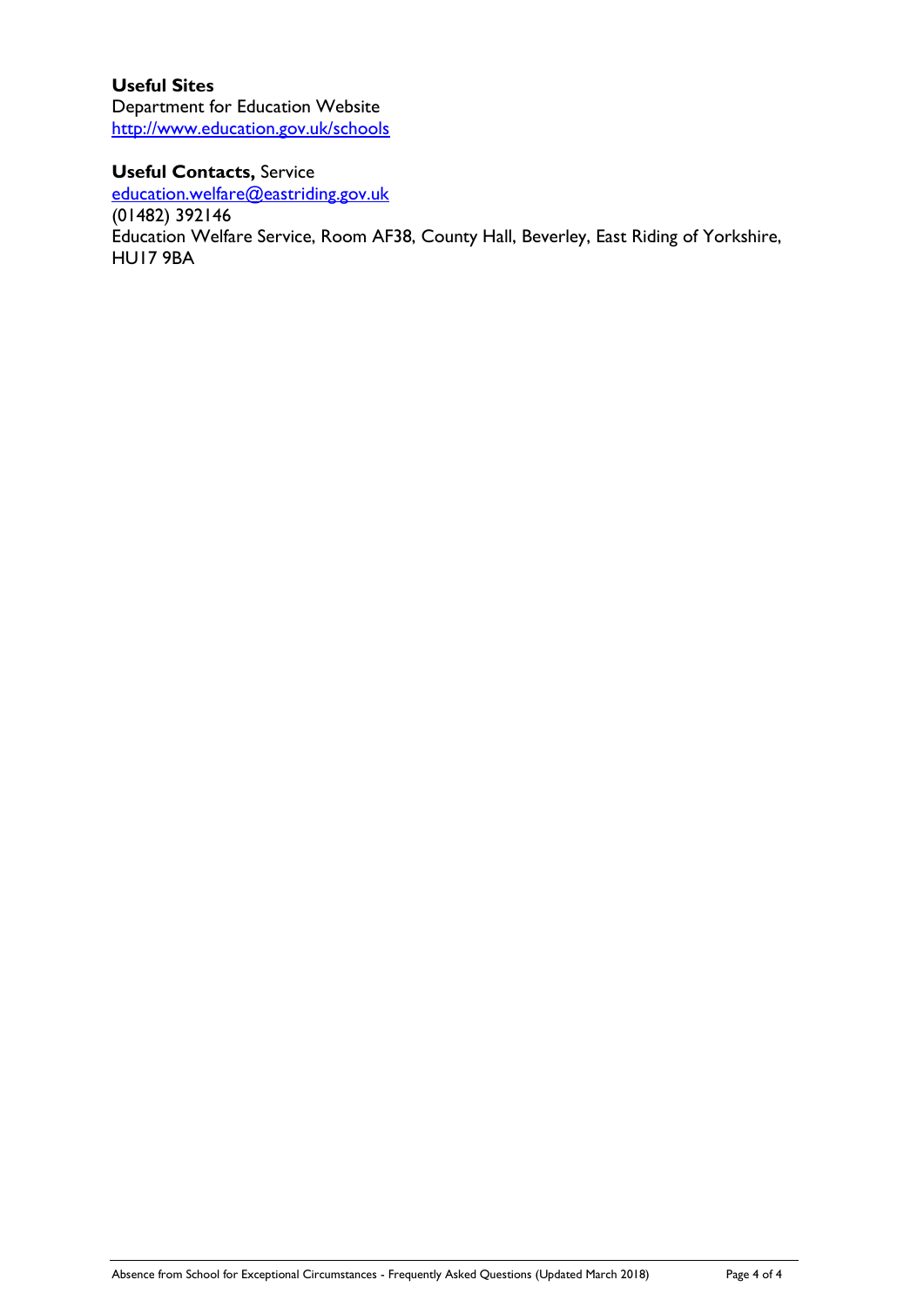**Useful Sites**
Department for Education Website
http://www.education.gov.uk/schools

**Useful Contacts,** Service
education.welfare@eastriding.gov.uk
(01482) 392146
Education Welfare Service, Room AF38, County Hall, Beverley, East Riding of Yorkshire, HU17 9BA